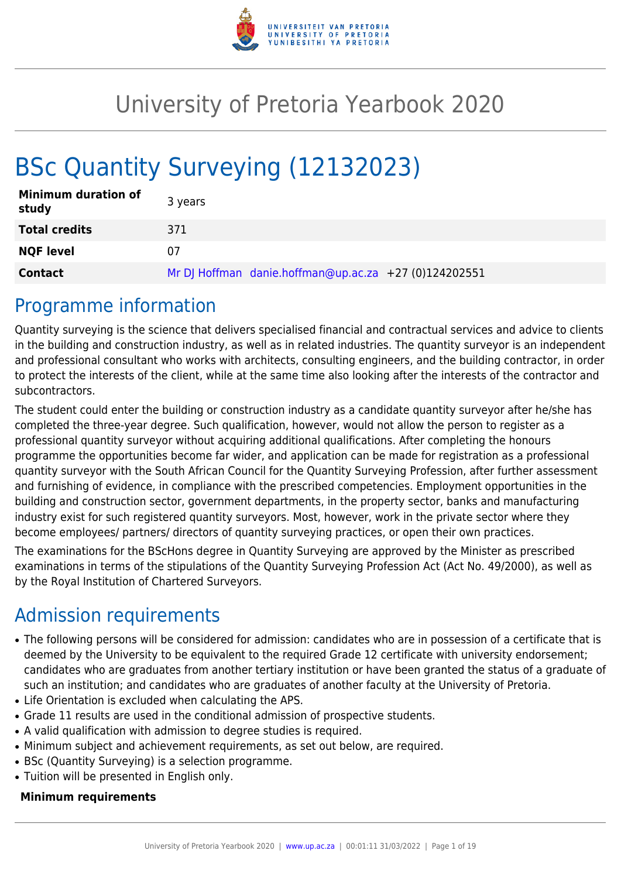# University of Pretoria Yearbook 2020

# BSc Quantity Surveying (12132023)

| **Minimum duration of study** | 3 years |
|---|---|
| **Total credits** | 371 |
| **NQF level** | 07 |
| **Contact** | Mr DJ Hoffman danie.hoffman@up.ac.za +27 (0)124202551 |

## Programme information

Quantity surveying is the science that delivers specialised financial and contractual services and advice to clients in the building and construction industry, as well as in related industries. The quantity surveyor is an independent and professional consultant who works with architects, consulting engineers, and the building contractor, in order to protect the interests of the client, while at the same time also looking after the interests of the contractor and subcontractors.

The student could enter the building or construction industry as a candidate quantity surveyor after he/she has completed the three-year degree. Such qualification, however, would not allow the person to register as a professional quantity surveyor without acquiring additional qualifications. After completing the honours programme the opportunities become far wider, and application can be made for registration as a professional quantity surveyor with the South African Council for the Quantity Surveying Profession, after further assessment and furnishing of evidence, in compliance with the prescribed competencies. Employment opportunities in the building and construction sector, government departments, in the property sector, banks and manufacturing industry exist for such registered quantity surveyors. Most, however, work in the private sector where they become employees/ partners/ directors of quantity surveying practices, or open their own practices.

The examinations for the BScHons degree in Quantity Surveying are approved by the Minister as prescribed examinations in terms of the stipulations of the Quantity Surveying Profession Act (Act No. 49/2000), as well as by the Royal Institution of Chartered Surveyors.

## Admission requirements

- The following persons will be considered for admission: candidates who are in possession of a certificate that is deemed by the University to be equivalent to the required Grade 12 certificate with university endorsement; candidates who are graduates from another tertiary institution or have been granted the status of a graduate of such an institution; and candidates who are graduates of another faculty at the University of Pretoria.
- Life Orientation is excluded when calculating the APS.
- Grade 11 results are used in the conditional admission of prospective students.
- A valid qualification with admission to degree studies is required.
- Minimum subject and achievement requirements, as set out below, are required.
- BSc (Quantity Surveying) is a selection programme.
- Tuition will be presented in English only.

**Minimum requirements**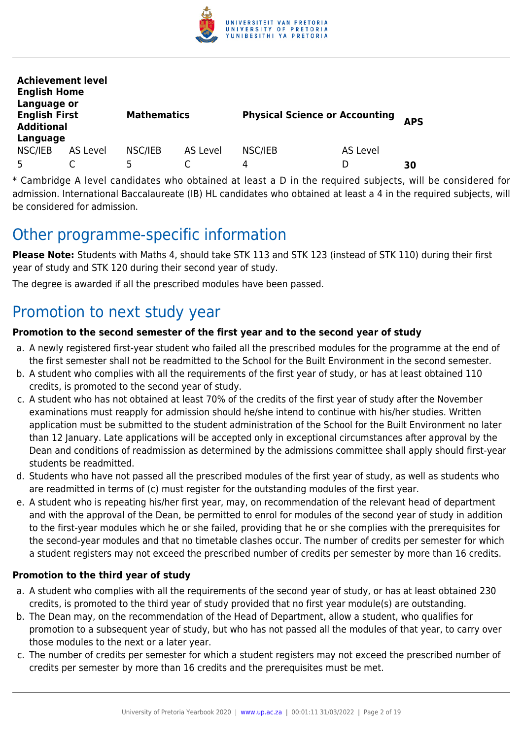| Achievement level English Home Language or English First Additional Language | | Mathematics | | Physical Science or Accounting | | APS |
|---|---|---|---|---|---|---|
| NSC/IEB | AS Level | NSC/IEB | AS Level | NSC/IEB | AS Level | |
| 5 | C | 5 | C | 4 | D | **30** |

* Cambridge A level candidates who obtained at least a D in the required subjects, will be considered for admission. International Baccalaureate (IB) HL candidates who obtained at least a 4 in the required subjects, will be considered for admission.

## Other programme-specific information

**Please Note:** Students with Maths 4, should take STK 113 and STK 123 (instead of STK 110) during their first year of study and STK 120 during their second year of study.

The degree is awarded if all the prescribed modules have been passed.

## Promotion to next study year

**Promotion to the second semester of the first year and to the second year of study**

a. A newly registered first-year student who failed all the prescribed modules for the programme at the end of the first semester shall not be readmitted to the School for the Built Environment in the second semester.
b. A student who complies with all the requirements of the first year of study, or has at least obtained 110 credits, is promoted to the second year of study.
c. A student who has not obtained at least 70% of the credits of the first year of study after the November examinations must reapply for admission should he/she intend to continue with his/her studies. Written application must be submitted to the student administration of the School for the Built Environment no later than 12 January. Late applications will be accepted only in exceptional circumstances after approval by the Dean and conditions of readmission as determined by the admissions committee shall apply should first-year students be readmitted.
d. Students who have not passed all the prescribed modules of the first year of study, as well as students who are readmitted in terms of (c) must register for the outstanding modules of the first year.
e. A student who is repeating his/her first year, may, on recommendation of the relevant head of department and with the approval of the Dean, be permitted to enrol for modules of the second year of study in addition to the first-year modules which he or she failed, providing that he or she complies with the prerequisites for the second-year modules and that no timetable clashes occur. The number of credits per semester for which a student registers may not exceed the prescribed number of credits per semester by more than 16 credits.

**Promotion to the third year of study**

a. A student who complies with all the requirements of the second year of study, or has at least obtained 230 credits, is promoted to the third year of study provided that no first year module(s) are outstanding.
b. The Dean may, on the recommendation of the Head of Department, allow a student, who qualifies for promotion to a subsequent year of study, but who has not passed all the modules of that year, to carry over those modules to the next or a later year.
c. The number of credits per semester for which a student registers may not exceed the prescribed number of credits per semester by more than 16 credits and the prerequisites must be met.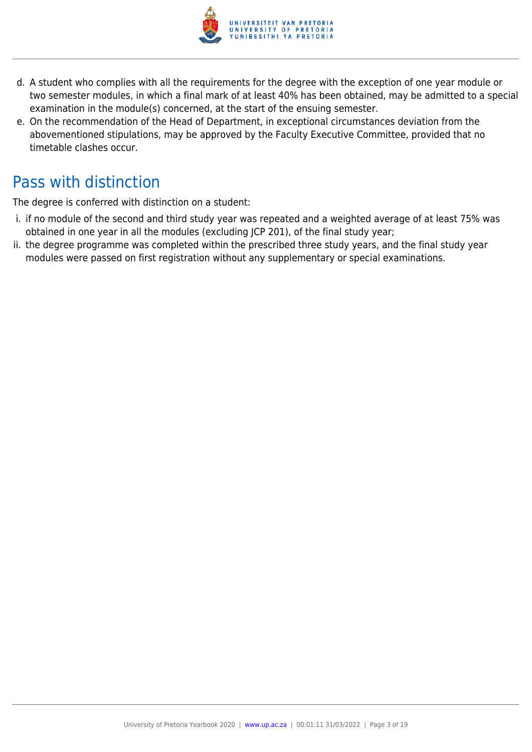d. A student who complies with all the requirements for the degree with the exception of one year module or two semester modules, in which a final mark of at least 40% has been obtained, may be admitted to a special examination in the module(s) concerned, at the start of the ensuing semester.
e. On the recommendation of the Head of Department, in exceptional circumstances deviation from the abovementioned stipulations, may be approved by the Faculty Executive Committee, provided that no timetable clashes occur.

## Pass with distinction

The degree is conferred with distinction on a student:

i. if no module of the second and third study year was repeated and a weighted average of at least 75% was obtained in one year in all the modules (excluding JCP 201), of the final study year;
ii. the degree programme was completed within the prescribed three study years, and the final study year modules were passed on first registration without any supplementary or special examinations.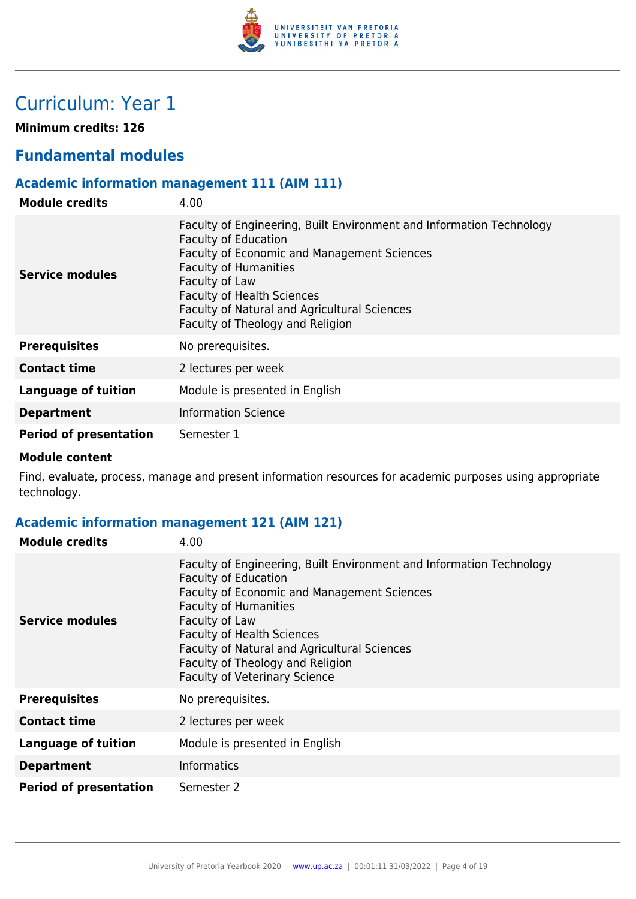# Curriculum: Year 1

**Minimum credits: 126**

## Fundamental modules

### Academic information management 111 (AIM 111)

| | |
|---|---|
| **Module credits** | 4.00 |
| **Service modules** | Faculty of Engineering, Built Environment and Information Technology<br>Faculty of Education<br>Faculty of Economic and Management Sciences<br>Faculty of Humanities<br>Faculty of Law<br>Faculty of Health Sciences<br>Faculty of Natural and Agricultural Sciences<br>Faculty of Theology and Religion |
| **Prerequisites** | No prerequisites. |
| **Contact time** | 2 lectures per week |
| **Language of tuition** | Module is presented in English |
| **Department** | Information Science |
| **Period of presentation** | Semester 1 |

**Module content**

Find, evaluate, process, manage and present information resources for academic purposes using appropriate technology.

### Academic information management 121 (AIM 121)

| | |
|---|---|
| **Module credits** | 4.00 |
| **Service modules** | Faculty of Engineering, Built Environment and Information Technology<br>Faculty of Education<br>Faculty of Economic and Management Sciences<br>Faculty of Humanities<br>Faculty of Law<br>Faculty of Health Sciences<br>Faculty of Natural and Agricultural Sciences<br>Faculty of Theology and Religion<br>Faculty of Veterinary Science |
| **Prerequisites** | No prerequisites. |
| **Contact time** | 2 lectures per week |
| **Language of tuition** | Module is presented in English |
| **Department** | Informatics |
| **Period of presentation** | Semester 2 |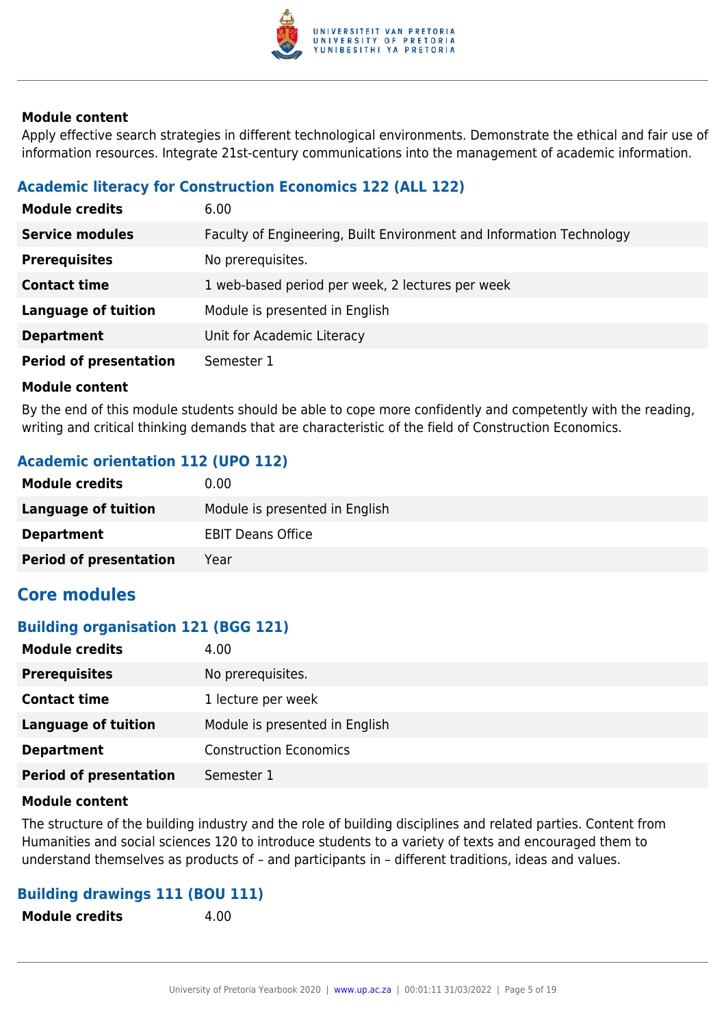**Module content**

Apply effective search strategies in different technological environments. Demonstrate the ethical and fair use of information resources. Integrate 21st-century communications into the management of academic information.

### Academic literacy for Construction Economics 122 (ALL 122)

| | |
|---|---|
| **Module credits** | 6.00 |
| **Service modules** | Faculty of Engineering, Built Environment and Information Technology |
| **Prerequisites** | No prerequisites. |
| **Contact time** | 1 web-based period per week, 2 lectures per week |
| **Language of tuition** | Module is presented in English |
| **Department** | Unit for Academic Literacy |
| **Period of presentation** | Semester 1 |

**Module content**

By the end of this module students should be able to cope more confidently and competently with the reading, writing and critical thinking demands that are characteristic of the field of Construction Economics.

### Academic orientation 112 (UPO 112)

| | |
|---|---|
| **Module credits** | 0.00 |
| **Language of tuition** | Module is presented in English |
| **Department** | EBIT Deans Office |
| **Period of presentation** | Year |

## Core modules

### Building organisation 121 (BGG 121)

| | |
|---|---|
| **Module credits** | 4.00 |
| **Prerequisites** | No prerequisites. |
| **Contact time** | 1 lecture per week |
| **Language of tuition** | Module is presented in English |
| **Department** | Construction Economics |
| **Period of presentation** | Semester 1 |

**Module content**

The structure of the building industry and the role of building disciplines and related parties. Content from Humanities and social sciences 120 to introduce students to a variety of texts and encouraged them to understand themselves as products of – and participants in – different traditions, ideas and values.

### Building drawings 111 (BOU 111)

| | |
|---|---|
| **Module credits** | 4.00 |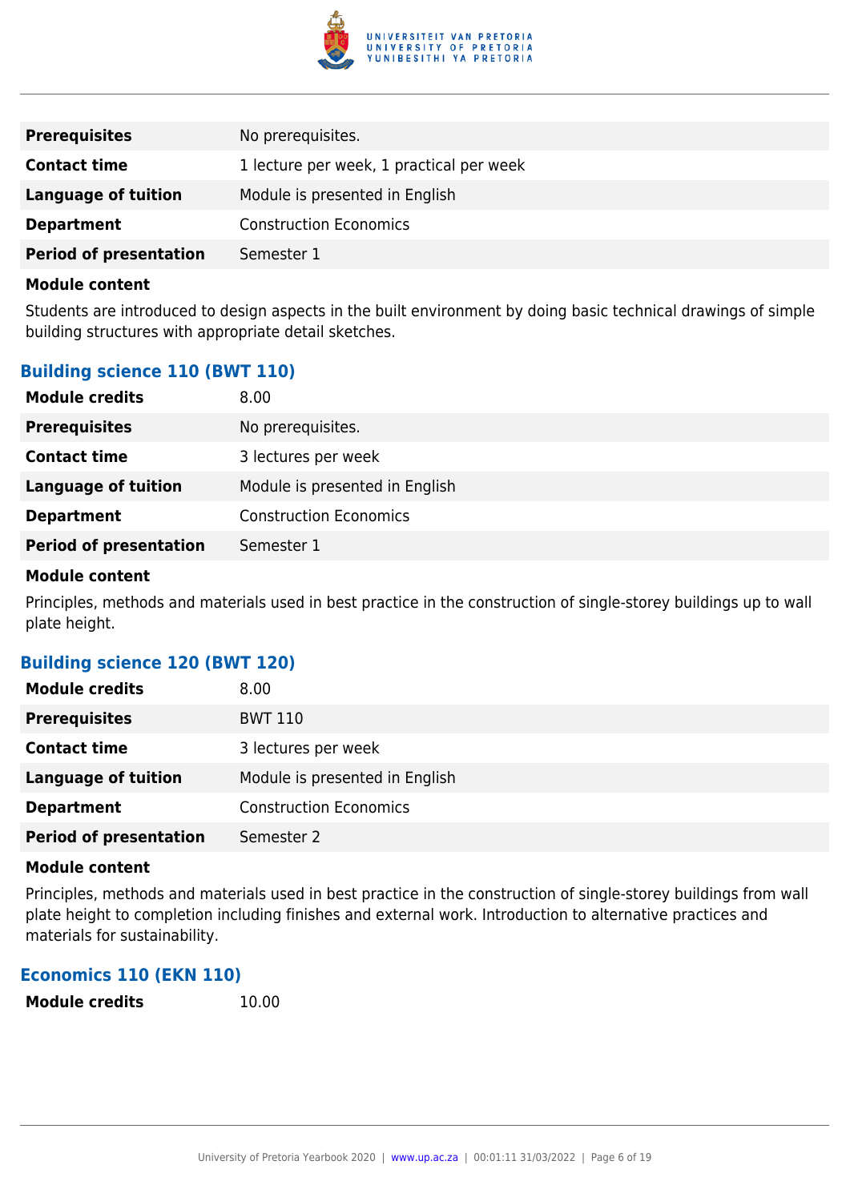| | |
|---|---|
| **Prerequisites** | No prerequisites. |
| **Contact time** | 1 lecture per week, 1 practical per week |
| **Language of tuition** | Module is presented in English |
| **Department** | Construction Economics |
| **Period of presentation** | Semester 1 |

**Module content**

Students are introduced to design aspects in the built environment by doing basic technical drawings of simple building structures with appropriate detail sketches.

### Building science 110 (BWT 110)

| | |
|---|---|
| **Module credits** | 8.00 |
| **Prerequisites** | No prerequisites. |
| **Contact time** | 3 lectures per week |
| **Language of tuition** | Module is presented in English |
| **Department** | Construction Economics |
| **Period of presentation** | Semester 1 |

**Module content**

Principles, methods and materials used in best practice in the construction of single-storey buildings up to wall plate height.

### Building science 120 (BWT 120)

| | |
|---|---|
| **Module credits** | 8.00 |
| **Prerequisites** | BWT 110 |
| **Contact time** | 3 lectures per week |
| **Language of tuition** | Module is presented in English |
| **Department** | Construction Economics |
| **Period of presentation** | Semester 2 |

**Module content**

Principles, methods and materials used in best practice in the construction of single-storey buildings from wall plate height to completion including finishes and external work. Introduction to alternative practices and materials for sustainability.

### Economics 110 (EKN 110)

| | |
|---|---|
| **Module credits** | 10.00 |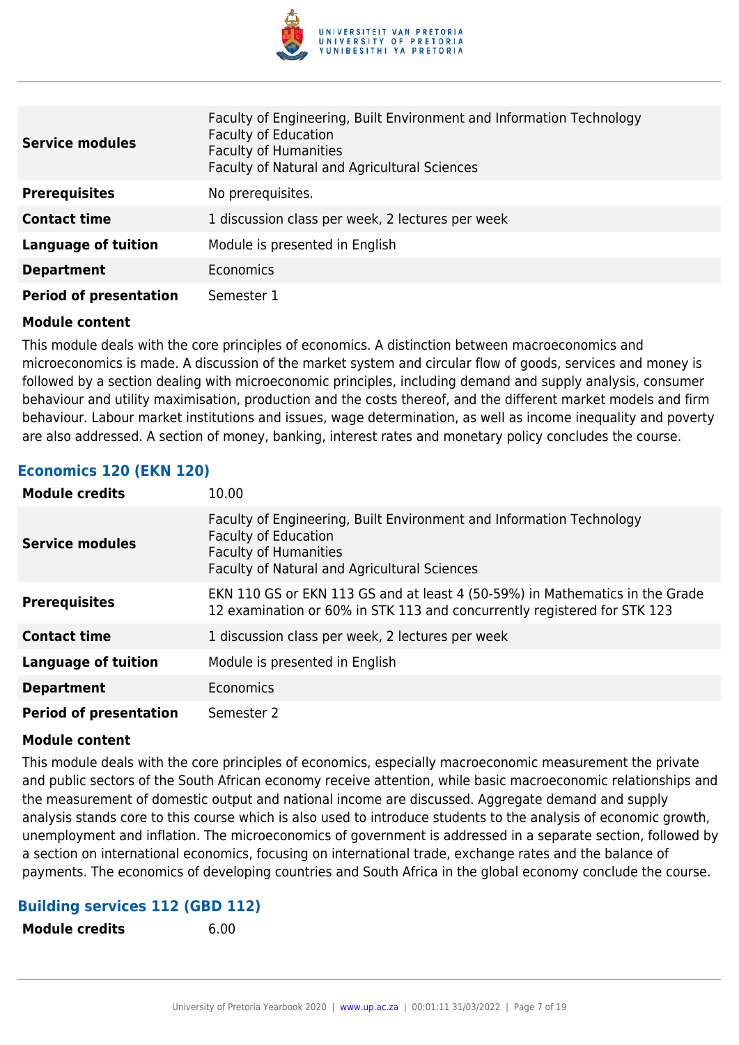| | |
|---|---|
| **Service modules** | Faculty of Engineering, Built Environment and Information Technology<br>Faculty of Education<br>Faculty of Humanities<br>Faculty of Natural and Agricultural Sciences |
| **Prerequisites** | No prerequisites. |
| **Contact time** | 1 discussion class per week, 2 lectures per week |
| **Language of tuition** | Module is presented in English |
| **Department** | Economics |
| **Period of presentation** | Semester 1 |

**Module content**

This module deals with the core principles of economics. A distinction between macroeconomics and microeconomics is made. A discussion of the market system and circular flow of goods, services and money is followed by a section dealing with microeconomic principles, including demand and supply analysis, consumer behaviour and utility maximisation, production and the costs thereof, and the different market models and firm behaviour. Labour market institutions and issues, wage determination, as well as income inequality and poverty are also addressed. A section of money, banking, interest rates and monetary policy concludes the course.

### Economics 120 (EKN 120)

| | |
|---|---|
| **Module credits** | 10.00 |
| **Service modules** | Faculty of Engineering, Built Environment and Information Technology<br>Faculty of Education<br>Faculty of Humanities<br>Faculty of Natural and Agricultural Sciences |
| **Prerequisites** | EKN 110 GS or EKN 113 GS and at least 4 (50-59%) in Mathematics in the Grade 12 examination or 60% in STK 113 and concurrently registered for STK 123 |
| **Contact time** | 1 discussion class per week, 2 lectures per week |
| **Language of tuition** | Module is presented in English |
| **Department** | Economics |
| **Period of presentation** | Semester 2 |

**Module content**

This module deals with the core principles of economics, especially macroeconomic measurement the private and public sectors of the South African economy receive attention, while basic macroeconomic relationships and the measurement of domestic output and national income are discussed. Aggregate demand and supply analysis stands core to this course which is also used to introduce students to the analysis of economic growth, unemployment and inflation. The microeconomics of government is addressed in a separate section, followed by a section on international economics, focusing on international trade, exchange rates and the balance of payments. The economics of developing countries and South Africa in the global economy conclude the course.

### Building services 112 (GBD 112)

| | |
|---|---|
| **Module credits** | 6.00 |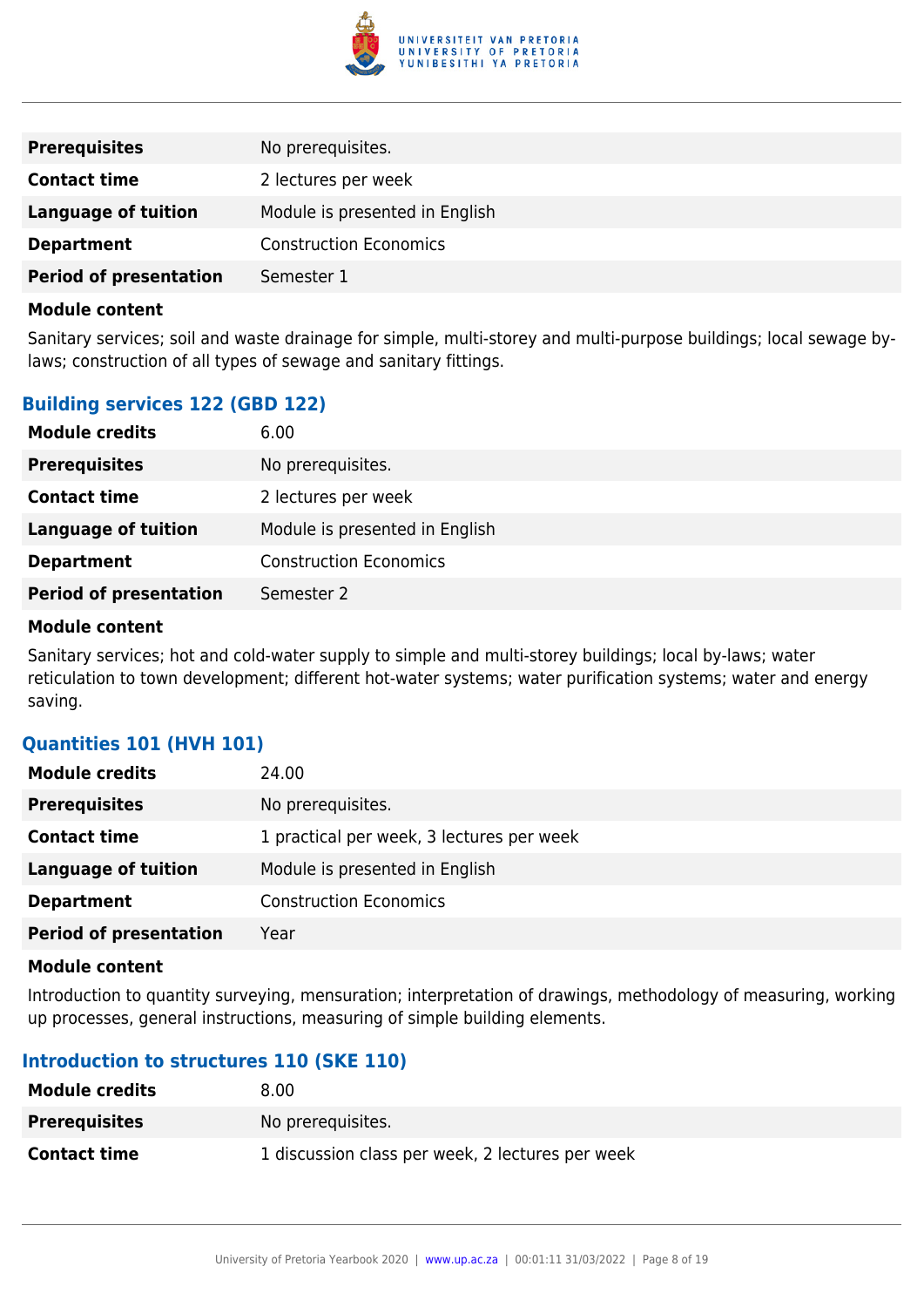| | |
|---|---|
| **Prerequisites** | No prerequisites. |
| **Contact time** | 2 lectures per week |
| **Language of tuition** | Module is presented in English |
| **Department** | Construction Economics |
| **Period of presentation** | Semester 1 |

**Module content**

Sanitary services; soil and waste drainage for simple, multi-storey and multi-purpose buildings; local sewage by-laws; construction of all types of sewage and sanitary fittings.

### Building services 122 (GBD 122)

| | |
|---|---|
| **Module credits** | 6.00 |
| **Prerequisites** | No prerequisites. |
| **Contact time** | 2 lectures per week |
| **Language of tuition** | Module is presented in English |
| **Department** | Construction Economics |
| **Period of presentation** | Semester 2 |

**Module content**

Sanitary services; hot and cold-water supply to simple and multi-storey buildings; local by-laws; water reticulation to town development; different hot-water systems; water purification systems; water and energy saving.

### Quantities 101 (HVH 101)

| | |
|---|---|
| **Module credits** | 24.00 |
| **Prerequisites** | No prerequisites. |
| **Contact time** | 1 practical per week, 3 lectures per week |
| **Language of tuition** | Module is presented in English |
| **Department** | Construction Economics |
| **Period of presentation** | Year |

**Module content**

Introduction to quantity surveying, mensuration; interpretation of drawings, methodology of measuring, working up processes, general instructions, measuring of simple building elements.

### Introduction to structures 110 (SKE 110)

| | |
|---|---|
| **Module credits** | 8.00 |
| **Prerequisites** | No prerequisites. |
| **Contact time** | 1 discussion class per week, 2 lectures per week |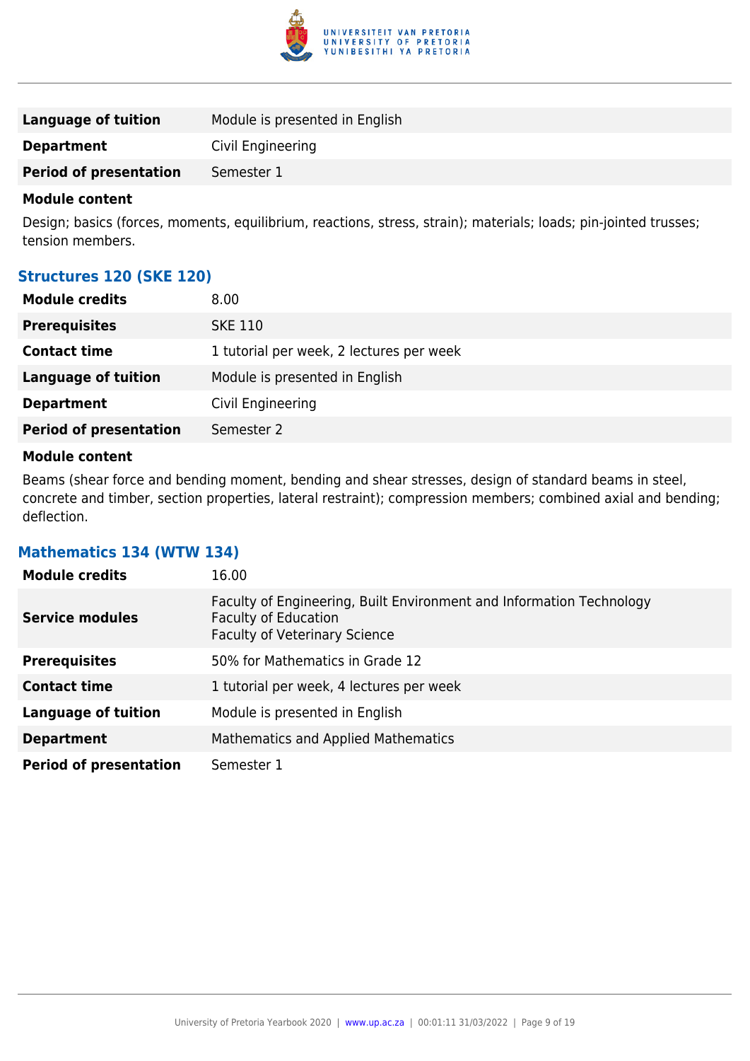| | |
|---|---|
| **Language of tuition** | Module is presented in English |
| **Department** | Civil Engineering |
| **Period of presentation** | Semester 1 |

**Module content**

Design; basics (forces, moments, equilibrium, reactions, stress, strain); materials; loads; pin-jointed trusses; tension members.

### Structures 120 (SKE 120)

| | |
|---|---|
| **Module credits** | 8.00 |
| **Prerequisites** | SKE 110 |
| **Contact time** | 1 tutorial per week, 2 lectures per week |
| **Language of tuition** | Module is presented in English |
| **Department** | Civil Engineering |
| **Period of presentation** | Semester 2 |

**Module content**

Beams (shear force and bending moment, bending and shear stresses, design of standard beams in steel, concrete and timber, section properties, lateral restraint); compression members; combined axial and bending; deflection.

### Mathematics 134 (WTW 134)

| | |
|---|---|
| **Module credits** | 16.00 |
| **Service modules** | Faculty of Engineering, Built Environment and Information Technology<br>Faculty of Education<br>Faculty of Veterinary Science |
| **Prerequisites** | 50% for Mathematics in Grade 12 |
| **Contact time** | 1 tutorial per week, 4 lectures per week |
| **Language of tuition** | Module is presented in English |
| **Department** | Mathematics and Applied Mathematics |
| **Period of presentation** | Semester 1 |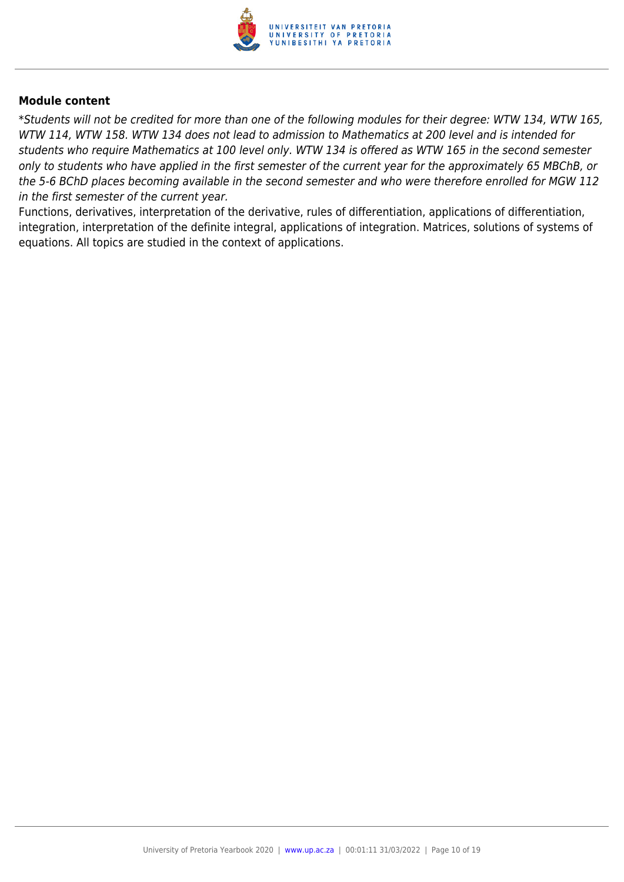**Module content**

*\*Students will not be credited for more than one of the following modules for their degree: WTW 134, WTW 165, WTW 114, WTW 158. WTW 134 does not lead to admission to Mathematics at 200 level and is intended for students who require Mathematics at 100 level only. WTW 134 is offered as WTW 165 in the second semester only to students who have applied in the first semester of the current year for the approximately 65 MBChB, or the 5-6 BChD places becoming available in the second semester and who were therefore enrolled for MGW 112 in the first semester of the current year.*

Functions, derivatives, interpretation of the derivative, rules of differentiation, applications of differentiation, integration, interpretation of the definite integral, applications of integration. Matrices, solutions of systems of equations. All topics are studied in the context of applications.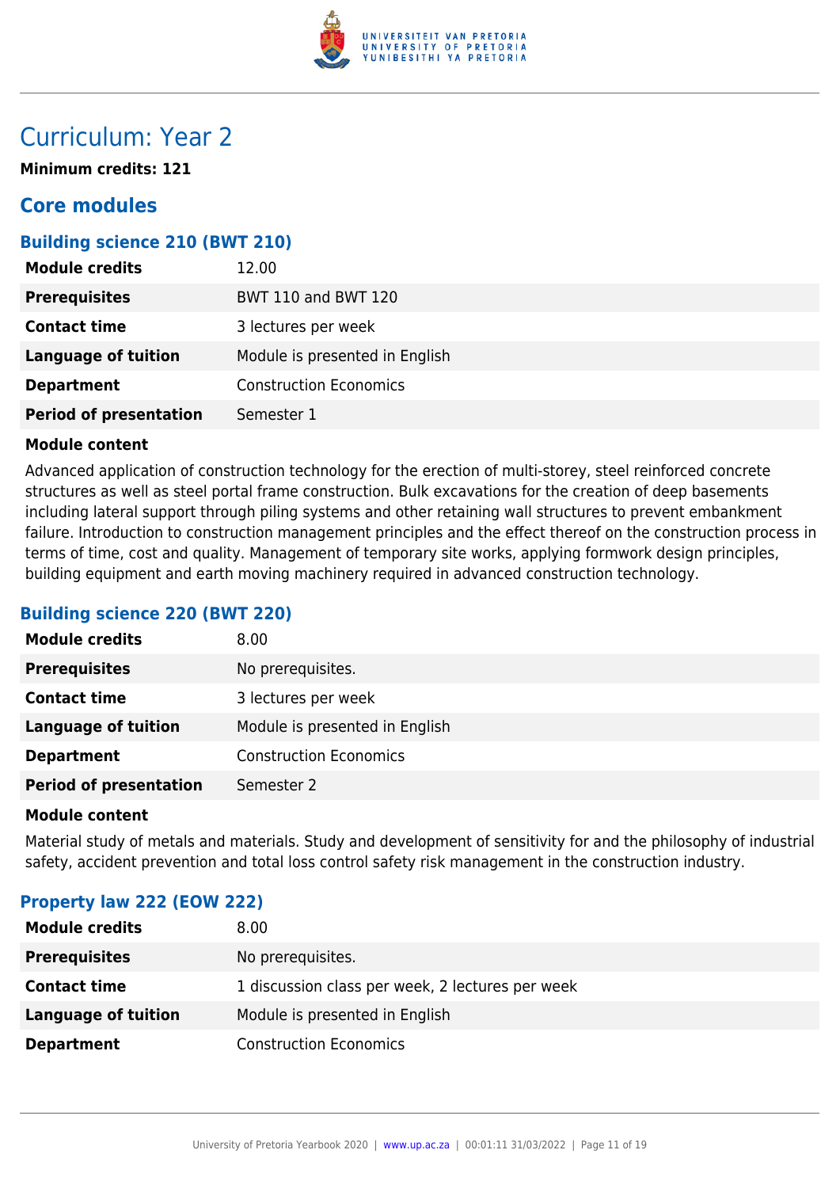# Curriculum: Year 2

**Minimum credits: 121**

## Core modules

### Building science 210 (BWT 210)

| | |
|---|---|
| **Module credits** | 12.00 |
| **Prerequisites** | BWT 110 and BWT 120 |
| **Contact time** | 3 lectures per week |
| **Language of tuition** | Module is presented in English |
| **Department** | Construction Economics |
| **Period of presentation** | Semester 1 |

**Module content**

Advanced application of construction technology for the erection of multi-storey, steel reinforced concrete structures as well as steel portal frame construction. Bulk excavations for the creation of deep basements including lateral support through piling systems and other retaining wall structures to prevent embankment failure. Introduction to construction management principles and the effect thereof on the construction process in terms of time, cost and quality. Management of temporary site works, applying formwork design principles, building equipment and earth moving machinery required in advanced construction technology.

### Building science 220 (BWT 220)

| | |
|---|---|
| **Module credits** | 8.00 |
| **Prerequisites** | No prerequisites. |
| **Contact time** | 3 lectures per week |
| **Language of tuition** | Module is presented in English |
| **Department** | Construction Economics |
| **Period of presentation** | Semester 2 |

**Module content**

Material study of metals and materials. Study and development of sensitivity for and the philosophy of industrial safety, accident prevention and total loss control safety risk management in the construction industry.

### Property law 222 (EOW 222)

| | |
|---|---|
| **Module credits** | 8.00 |
| **Prerequisites** | No prerequisites. |
| **Contact time** | 1 discussion class per week, 2 lectures per week |
| **Language of tuition** | Module is presented in English |
| **Department** | Construction Economics |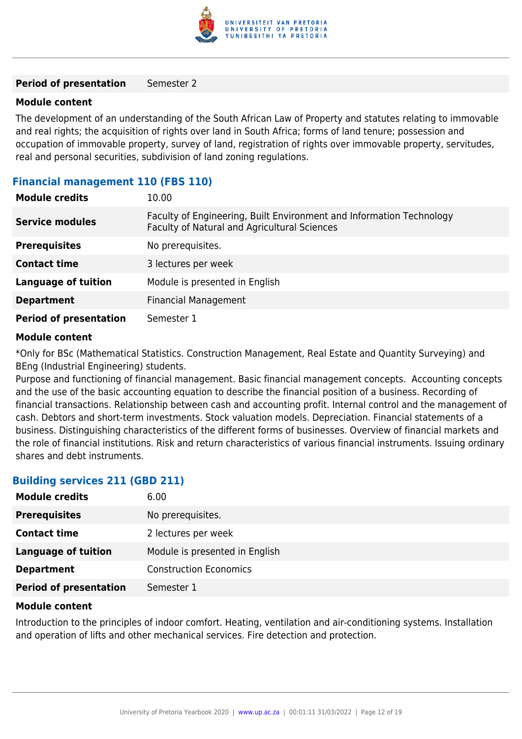| | |
|---|---|
| **Period of presentation** | Semester 2 |

**Module content**

The development of an understanding of the South African Law of Property and statutes relating to immovable and real rights; the acquisition of rights over land in South Africa; forms of land tenure; possession and occupation of immovable property, survey of land, registration of rights over immovable property, servitudes, real and personal securities, subdivision of land zoning regulations.

### Financial management 110 (FBS 110)

| | |
|---|---|
| **Module credits** | 10.00 |
| **Service modules** | Faculty of Engineering, Built Environment and Information Technology<br>Faculty of Natural and Agricultural Sciences |
| **Prerequisites** | No prerequisites. |
| **Contact time** | 3 lectures per week |
| **Language of tuition** | Module is presented in English |
| **Department** | Financial Management |
| **Period of presentation** | Semester 1 |

**Module content**

*Only for BSc (Mathematical Statistics. Construction Management, Real Estate and Quantity Surveying) and BEng (Industrial Engineering) students.
Purpose and functioning of financial management. Basic financial management concepts. Accounting concepts and the use of the basic accounting equation to describe the financial position of a business. Recording of financial transactions. Relationship between cash and accounting profit. Internal control and the management of cash. Debtors and short-term investments. Stock valuation models. Depreciation. Financial statements of a business. Distinguishing characteristics of the different forms of businesses. Overview of financial markets and the role of financial institutions. Risk and return characteristics of various financial instruments. Issuing ordinary shares and debt instruments.

### Building services 211 (GBD 211)

| | |
|---|---|
| **Module credits** | 6.00 |
| **Prerequisites** | No prerequisites. |
| **Contact time** | 2 lectures per week |
| **Language of tuition** | Module is presented in English |
| **Department** | Construction Economics |
| **Period of presentation** | Semester 1 |

**Module content**

Introduction to the principles of indoor comfort. Heating, ventilation and air-conditioning systems. Installation and operation of lifts and other mechanical services. Fire detection and protection.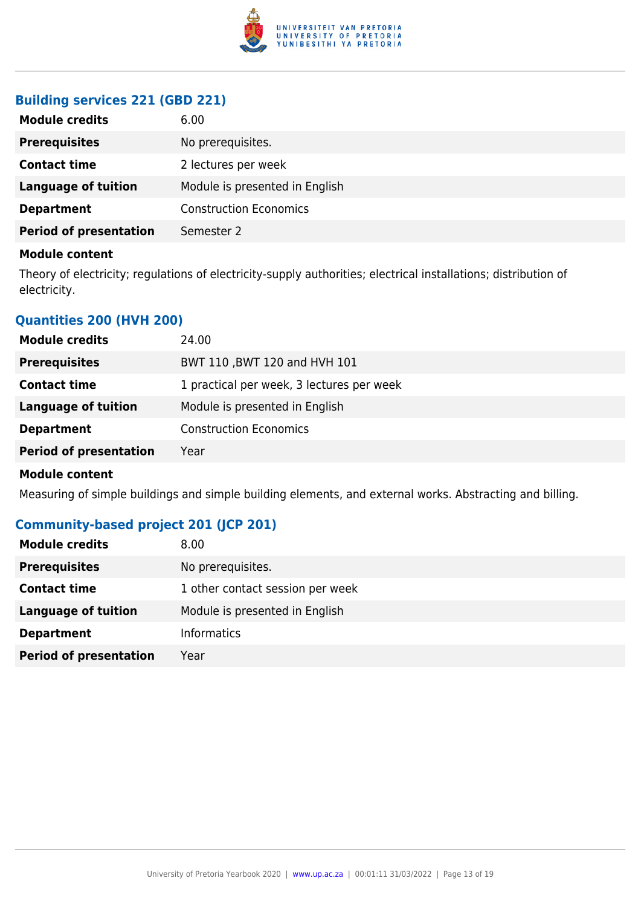### Building services 221 (GBD 221)

| | |
|---|---|
| **Module credits** | 6.00 |
| **Prerequisites** | No prerequisites. |
| **Contact time** | 2 lectures per week |
| **Language of tuition** | Module is presented in English |
| **Department** | Construction Economics |
| **Period of presentation** | Semester 2 |

**Module content**

Theory of electricity; regulations of electricity-supply authorities; electrical installations; distribution of electricity.

### Quantities 200 (HVH 200)

| | |
|---|---|
| **Module credits** | 24.00 |
| **Prerequisites** | BWT 110 ,BWT 120 and HVH 101 |
| **Contact time** | 1 practical per week, 3 lectures per week |
| **Language of tuition** | Module is presented in English |
| **Department** | Construction Economics |
| **Period of presentation** | Year |

**Module content**

Measuring of simple buildings and simple building elements, and external works. Abstracting and billing.

### Community-based project 201 (JCP 201)

| | |
|---|---|
| **Module credits** | 8.00 |
| **Prerequisites** | No prerequisites. |
| **Contact time** | 1 other contact session per week |
| **Language of tuition** | Module is presented in English |
| **Department** | Informatics |
| **Period of presentation** | Year |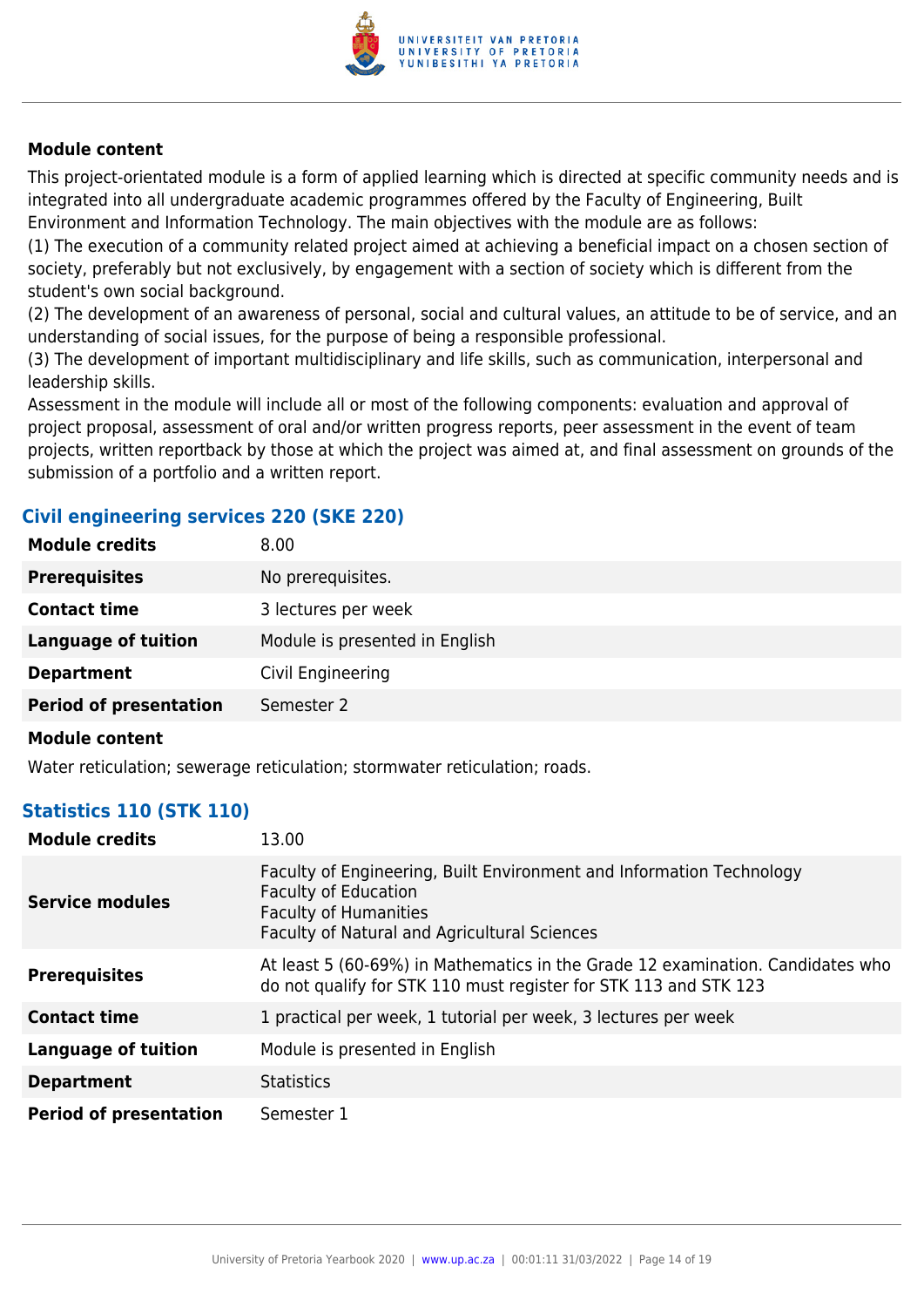**Module content**

This project-orientated module is a form of applied learning which is directed at specific community needs and is integrated into all undergraduate academic programmes offered by the Faculty of Engineering, Built Environment and Information Technology. The main objectives with the module are as follows:
(1) The execution of a community related project aimed at achieving a beneficial impact on a chosen section of society, preferably but not exclusively, by engagement with a section of society which is different from the student's own social background.
(2) The development of an awareness of personal, social and cultural values, an attitude to be of service, and an understanding of social issues, for the purpose of being a responsible professional.
(3) The development of important multidisciplinary and life skills, such as communication, interpersonal and leadership skills.
Assessment in the module will include all or most of the following components: evaluation and approval of project proposal, assessment of oral and/or written progress reports, peer assessment in the event of team projects, written reportback by those at which the project was aimed at, and final assessment on grounds of the submission of a portfolio and a written report.

### Civil engineering services 220 (SKE 220)

| | |
|---|---|
| **Module credits** | 8.00 |
| **Prerequisites** | No prerequisites. |
| **Contact time** | 3 lectures per week |
| **Language of tuition** | Module is presented in English |
| **Department** | Civil Engineering |
| **Period of presentation** | Semester 2 |

**Module content**

Water reticulation; sewerage reticulation; stormwater reticulation; roads.

### Statistics 110 (STK 110)

| | |
|---|---|
| **Module credits** | 13.00 |
| **Service modules** | Faculty of Engineering, Built Environment and Information Technology<br>Faculty of Education<br>Faculty of Humanities<br>Faculty of Natural and Agricultural Sciences |
| **Prerequisites** | At least 5 (60-69%) in Mathematics in the Grade 12 examination. Candidates who do not qualify for STK 110 must register for STK 113 and STK 123 |
| **Contact time** | 1 practical per week, 1 tutorial per week, 3 lectures per week |
| **Language of tuition** | Module is presented in English |
| **Department** | Statistics |
| **Period of presentation** | Semester 1 |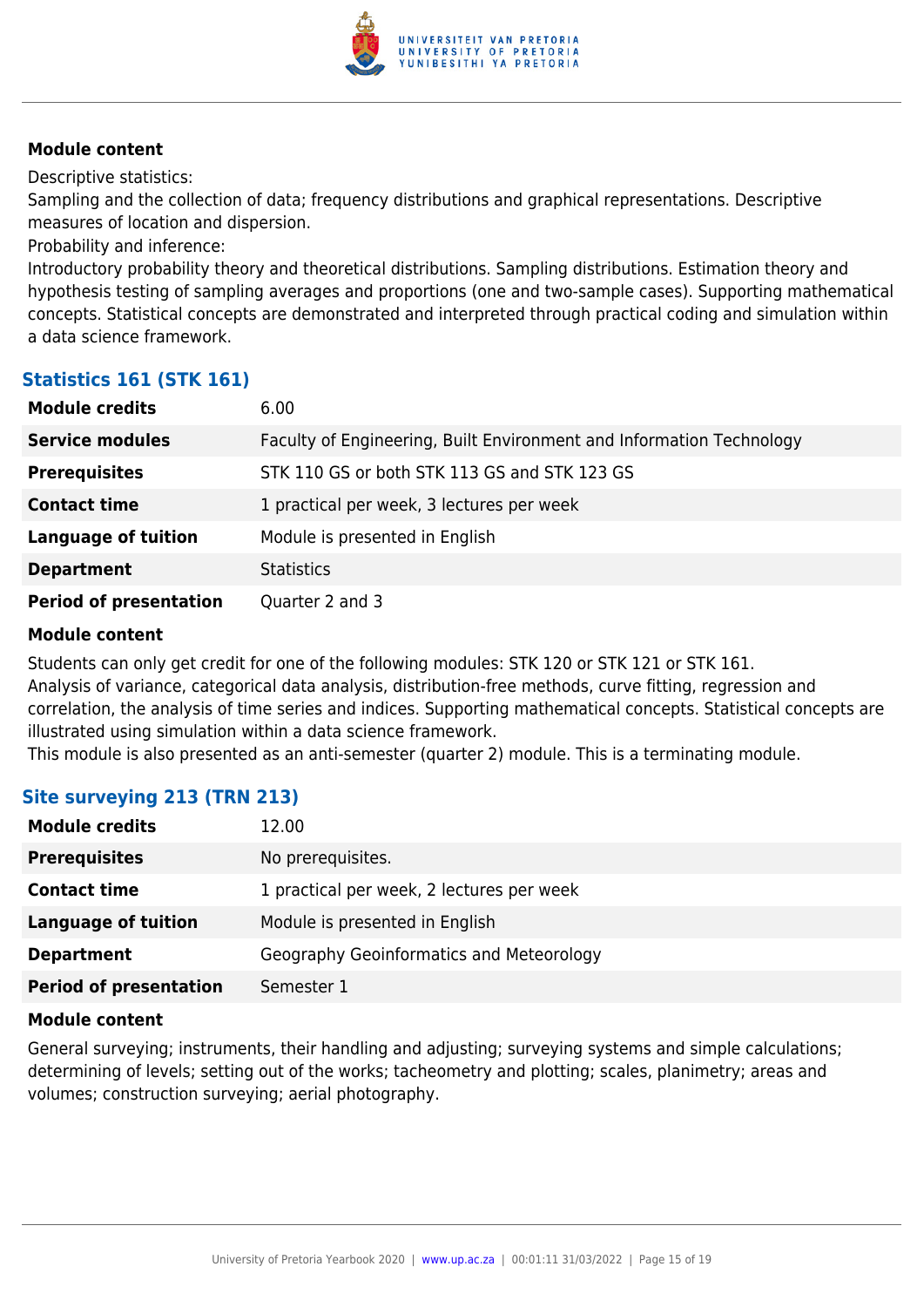#### Module content

Descriptive statistics:
Sampling and the collection of data; frequency distributions and graphical representations. Descriptive measures of location and dispersion.
Probability and inference:
Introductory probability theory and theoretical distributions. Sampling distributions. Estimation theory and hypothesis testing of sampling averages and proportions (one and two-sample cases). Supporting mathematical concepts. Statistical concepts are demonstrated and interpreted through practical coding and simulation within a data science framework.

### Statistics 161 (STK 161)

| | |
|---|---|
| **Module credits** | 6.00 |
| **Service modules** | Faculty of Engineering, Built Environment and Information Technology |
| **Prerequisites** | STK 110 GS or both STK 113 GS and STK 123 GS |
| **Contact time** | 1 practical per week, 3 lectures per week |
| **Language of tuition** | Module is presented in English |
| **Department** | Statistics |
| **Period of presentation** | Quarter 2 and 3 |

#### Module content

Students can only get credit for one of the following modules: STK 120 or STK 121 or STK 161.
Analysis of variance, categorical data analysis, distribution-free methods, curve fitting, regression and correlation, the analysis of time series and indices. Supporting mathematical concepts. Statistical concepts are illustrated using simulation within a data science framework.
This module is also presented as an anti-semester (quarter 2) module. This is a terminating module.

### Site surveying 213 (TRN 213)

| | |
|---|---|
| **Module credits** | 12.00 |
| **Prerequisites** | No prerequisites. |
| **Contact time** | 1 practical per week, 2 lectures per week |
| **Language of tuition** | Module is presented in English |
| **Department** | Geography Geoinformatics and Meteorology |
| **Period of presentation** | Semester 1 |

#### Module content

General surveying; instruments, their handling and adjusting; surveying systems and simple calculations; determining of levels; setting out of the works; tacheometry and plotting; scales, planimetry; areas and volumes; construction surveying; aerial photography.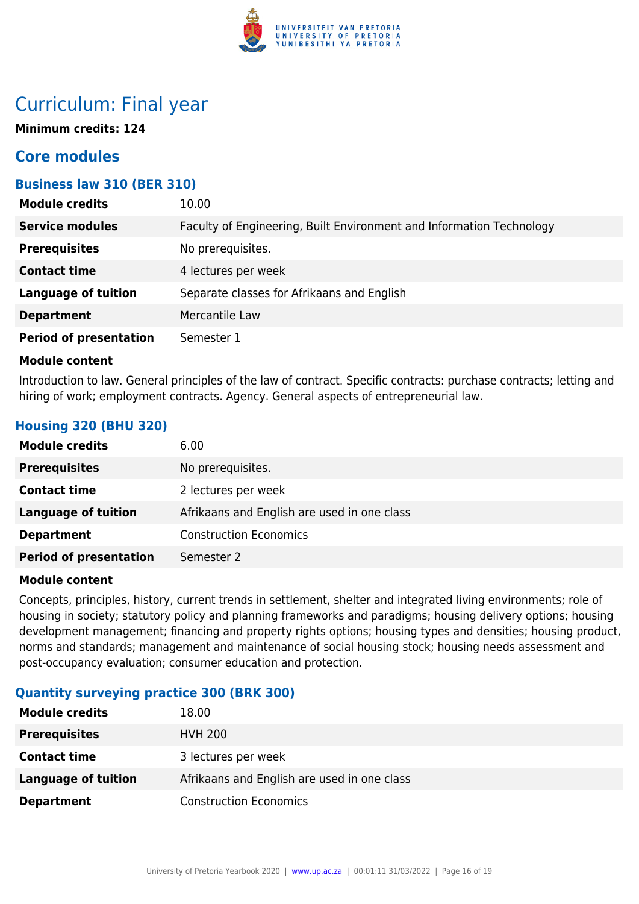# Curriculum: Final year

**Minimum credits: 124**

## Core modules

### Business law 310 (BER 310)

| | |
|---|---|
| **Module credits** | 10.00 |
| **Service modules** | Faculty of Engineering, Built Environment and Information Technology |
| **Prerequisites** | No prerequisites. |
| **Contact time** | 4 lectures per week |
| **Language of tuition** | Separate classes for Afrikaans and English |
| **Department** | Mercantile Law |
| **Period of presentation** | Semester 1 |

**Module content**

Introduction to law. General principles of the law of contract. Specific contracts: purchase contracts; letting and hiring of work; employment contracts. Agency. General aspects of entrepreneurial law.

### Housing 320 (BHU 320)

| | |
|---|---|
| **Module credits** | 6.00 |
| **Prerequisites** | No prerequisites. |
| **Contact time** | 2 lectures per week |
| **Language of tuition** | Afrikaans and English are used in one class |
| **Department** | Construction Economics |
| **Period of presentation** | Semester 2 |

**Module content**

Concepts, principles, history, current trends in settlement, shelter and integrated living environments; role of housing in society; statutory policy and planning frameworks and paradigms; housing delivery options; housing development management; financing and property rights options; housing types and densities; housing product, norms and standards; management and maintenance of social housing stock; housing needs assessment and post-occupancy evaluation; consumer education and protection.

### Quantity surveying practice 300 (BRK 300)

| | |
|---|---|
| **Module credits** | 18.00 |
| **Prerequisites** | HVH 200 |
| **Contact time** | 3 lectures per week |
| **Language of tuition** | Afrikaans and English are used in one class |
| **Department** | Construction Economics |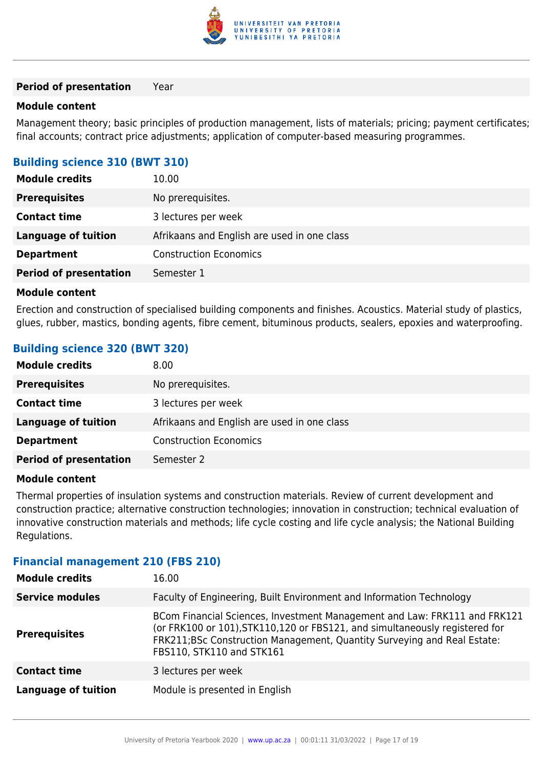| | |
|---|---|
| **Period of presentation** | Year |

**Module content**

Management theory; basic principles of production management, lists of materials; pricing; payment certificates; final accounts; contract price adjustments; application of computer-based measuring programmes.

### Building science 310 (BWT 310)

| | |
|---|---|
| **Module credits** | 10.00 |
| **Prerequisites** | No prerequisites. |
| **Contact time** | 3 lectures per week |
| **Language of tuition** | Afrikaans and English are used in one class |
| **Department** | Construction Economics |
| **Period of presentation** | Semester 1 |

**Module content**

Erection and construction of specialised building components and finishes. Acoustics. Material study of plastics, glues, rubber, mastics, bonding agents, fibre cement, bituminous products, sealers, epoxies and waterproofing.

### Building science 320 (BWT 320)

| | |
|---|---|
| **Module credits** | 8.00 |
| **Prerequisites** | No prerequisites. |
| **Contact time** | 3 lectures per week |
| **Language of tuition** | Afrikaans and English are used in one class |
| **Department** | Construction Economics |
| **Period of presentation** | Semester 2 |

**Module content**

Thermal properties of insulation systems and construction materials. Review of current development and construction practice; alternative construction technologies; innovation in construction; technical evaluation of innovative construction materials and methods; life cycle costing and life cycle analysis; the National Building Regulations.

### Financial management 210 (FBS 210)

| | |
|---|---|
| **Module credits** | 16.00 |
| **Service modules** | Faculty of Engineering, Built Environment and Information Technology |
| **Prerequisites** | BCom Financial Sciences, Investment Management and Law: FRK111 and FRK121 (or FRK100 or 101),STK110,120 or FBS121, and simultaneously registered for FRK211;BSc Construction Management, Quantity Surveying and Real Estate: FBS110, STK110 and STK161 |
| **Contact time** | 3 lectures per week |
| **Language of tuition** | Module is presented in English |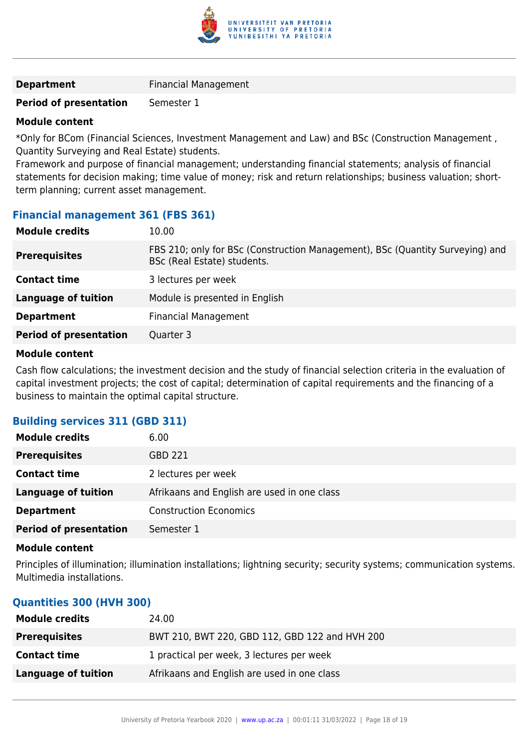| | |
|---|---|
| **Department** | Financial Management |
| **Period of presentation** | Semester 1 |

**Module content**

*Only for BCom (Financial Sciences, Investment Management and Law) and BSc (Construction Management , Quantity Surveying and Real Estate) students.
Framework and purpose of financial management; understanding financial statements; analysis of financial statements for decision making; time value of money; risk and return relationships; business valuation; short-term planning; current asset management.

### Financial management 361 (FBS 361)

| | |
|---|---|
| **Module credits** | 10.00 |
| **Prerequisites** | FBS 210; only for BSc (Construction Management), BSc (Quantity Surveying) and BSc (Real Estate) students. |
| **Contact time** | 3 lectures per week |
| **Language of tuition** | Module is presented in English |
| **Department** | Financial Management |
| **Period of presentation** | Quarter 3 |

**Module content**

Cash flow calculations; the investment decision and the study of financial selection criteria in the evaluation of capital investment projects; the cost of capital; determination of capital requirements and the financing of a business to maintain the optimal capital structure.

### Building services 311 (GBD 311)

| | |
|---|---|
| **Module credits** | 6.00 |
| **Prerequisites** | GBD 221 |
| **Contact time** | 2 lectures per week |
| **Language of tuition** | Afrikaans and English are used in one class |
| **Department** | Construction Economics |
| **Period of presentation** | Semester 1 |

**Module content**

Principles of illumination; illumination installations; lightning security; security systems; communication systems. Multimedia installations.

### Quantities 300 (HVH 300)

| | |
|---|---|
| **Module credits** | 24.00 |
| **Prerequisites** | BWT 210, BWT 220, GBD 112, GBD 122 and HVH 200 |
| **Contact time** | 1 practical per week, 3 lectures per week |
| **Language of tuition** | Afrikaans and English are used in one class |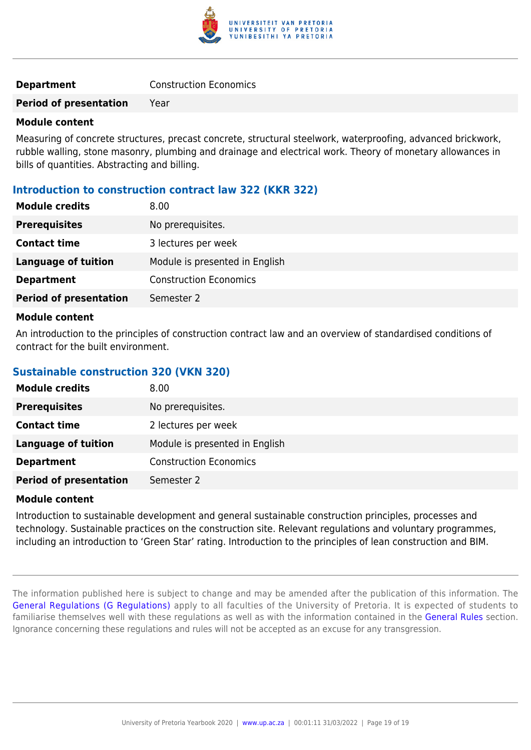| | |
|---|---|
| **Department** | Construction Economics |
| **Period of presentation** | Year |

**Module content**

Measuring of concrete structures, precast concrete, structural steelwork, waterproofing, advanced brickwork, rubble walling, stone masonry, plumbing and drainage and electrical work. Theory of monetary allowances in bills of quantities. Abstracting and billing.

### Introduction to construction contract law 322 (KKR 322)

| | |
|---|---|
| **Module credits** | 8.00 |
| **Prerequisites** | No prerequisites. |
| **Contact time** | 3 lectures per week |
| **Language of tuition** | Module is presented in English |
| **Department** | Construction Economics |
| **Period of presentation** | Semester 2 |

**Module content**

An introduction to the principles of construction contract law and an overview of standardised conditions of contract for the built environment.

### Sustainable construction 320 (VKN 320)

| | |
|---|---|
| **Module credits** | 8.00 |
| **Prerequisites** | No prerequisites. |
| **Contact time** | 2 lectures per week |
| **Language of tuition** | Module is presented in English |
| **Department** | Construction Economics |
| **Period of presentation** | Semester 2 |

**Module content**

Introduction to sustainable development and general sustainable construction principles, processes and technology. Sustainable practices on the construction site. Relevant regulations and voluntary programmes, including an introduction to 'Green Star' rating. Introduction to the principles of lean construction and BIM.

The information published here is subject to change and may be amended after the publication of this information. The General Regulations (G Regulations) apply to all faculties of the University of Pretoria. It is expected of students to familiarise themselves well with these regulations as well as with the information contained in the General Rules section. Ignorance concerning these regulations and rules will not be accepted as an excuse for any transgression.